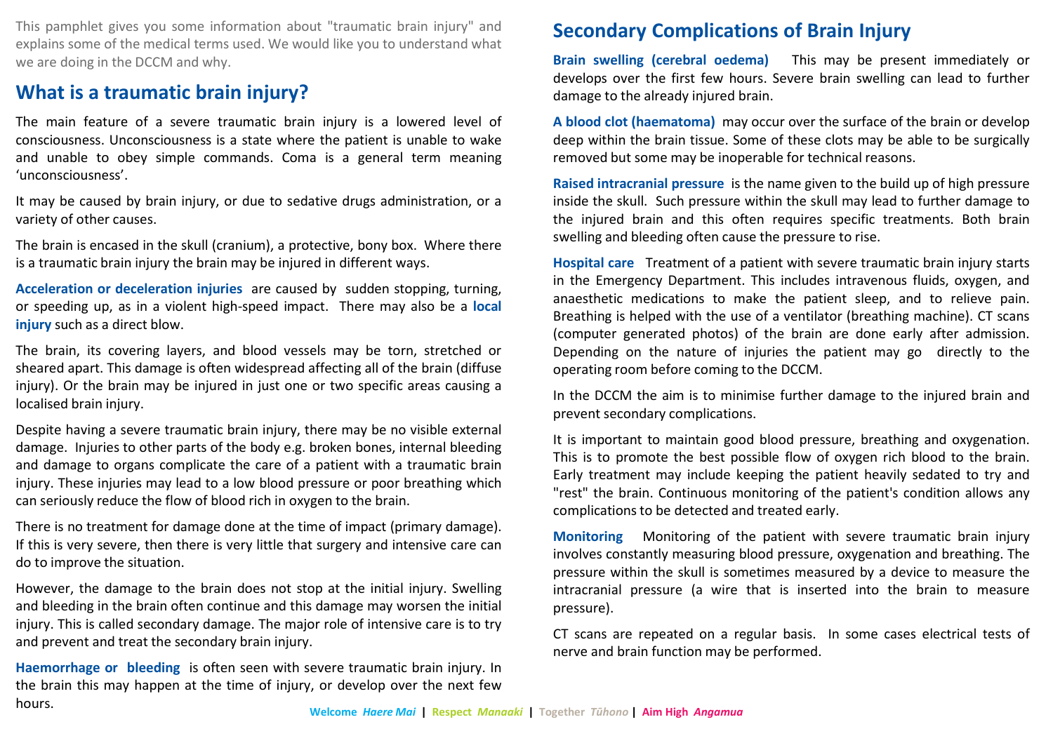This pamphlet gives you some information about "traumatic brain injury" and explains some of the medical terms used. We would like you to understand what we are doing in the DCCM and why.

## What is a traumatic brain injury?

The main feature of a severe traumatic brain injury is a lowered level of consciousness. Unconsciousness is a state where the patient is unable to wake and unable to obey simple commands. Coma is a general term meaning 'unconsciousness'.

It may be caused by brain injury, or due to sedative drugs administration, or a variety of other causes.

The brain is encased in the skull (cranium), a protective, bony box. Where there is a traumatic brain injury the brain may be injured in different ways.

**Acceleration or deceleration injuries** are caused by sudden stopping, turning, or speeding up, as in a violent high-speed impact. There may also be a **local injury** such as a direct blow.

The brain, its covering layers, and blood vessels may be torn, stretched or sheared apart. This damage is often widespread affecting all of the brain (diffuse injury). Or the brain may be injured in just one or two specific areas causing a localised brain injury.

Despite having a severe traumatic brain injury, there may be no visible external damage. Injuries to other parts of the body e.g. broken bones, internal bleeding and damage to organs complicate the care of a patient with a traumatic brain injury. These injuries may lead to a low blood pressure or poor breathing which can seriously reduce the flow of blood rich in oxygen to the brain.

There is no treatment for damage done at the time of impact (primary damage). If this is very severe, then there is very little that surgery and intensive care can do to improve the situation.

However, the damage to the brain does not stop at the initial injury. Swelling and bleeding in the brain often continue and this damage may worsen the initial injury. This is called secondary damage. The major role of intensive care is to try and prevent and treat the secondary brain injury.

**Haemorrhage or bleeding** is often seen with severe traumatic brain injury. In the brain this may happen at the time of injury, or develop over the next few hours.

## Secondary Complications of Brain Injury

**Brain swelling (cerebral oedema)** This may be present immediately or develops over the first few hours. Severe brain swelling can lead to further damage to the already injured brain.

**A blood clot (haematoma)** may occur over the surface of the brain or develop deep within the brain tissue. Some of these clots may be able to be surgically removed but some may be inoperable for technical reasons.

**Raised intracranial pressure** is the name given to the build up of high pressure inside the skull. Such pressure within the skull may lead to further damage to the injured brain and this often requires specific treatments. Both brain swelling and bleeding often cause the pressure to rise.

**Hospital care** Treatment of a patient with severe traumatic brain injury starts in the Emergency Department. This includes intravenous fluids, oxygen, and anaesthetic medications to make the patient sleep, and to relieve pain. Breathing is helped with the use of a ventilator (breathing machine). CT scans (computer generated photos) of the brain are done early after admission. Depending on the nature of injuries the patient may go directly to the operating room before coming to the DCCM.

In the DCCM the aim is to minimise further damage to the injured brain and prevent secondary complications.

It is important to maintain good blood pressure, breathing and oxygenation. This is to promote the best possible flow of oxygen rich blood to the brain. Early treatment may include keeping the patient heavily sedated to try and "rest" the brain. Continuous monitoring of the patient's condition allows any complications to be detected and treated early.

**Monitoring** Monitoring of the patient with severe traumatic brain injury involves constantly measuring blood pressure, oxygenation and breathing. The pressure within the skull is sometimes measured by a device to measure the intracranial pressure (a wire that is inserted into the brain to measure pressure).

CT scans are repeated on a regular basis. In some cases electrical tests of nerve and brain function may be performed.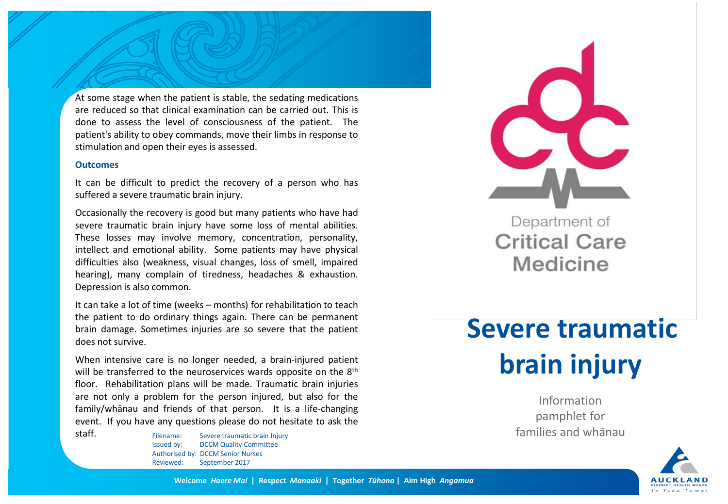At some stage when the patient is stable, the sedating medications are reduced so that clinical examination can be carried out. This is done to assess the level of consciousness of the patient. The patient's ability to obey commands, move their limbs in response to stimulation and open their eyes is assessed.

### Outcomes

It can be difficult to predict the recovery of a person who has suffered a severe traumatic brain injury.

Occasionally the recovery is good but many patients who have had severe traumatic brain injury have some loss of mental abilities. These losses may involve memory, concentration, personality, intellect and emotional ability. Some patients may have physical difficulties also (weakness, visual changes, loss of smell, impaired hearing), many complain of tiredness, headaches & exhaustion. Depression is also common.

It can take a lot of time (weeks – months) for rehabilitation to teach the patient to do ordinary things again. There can be permanent brain damage. Sometimes injuries are so severe that the patient does not survive.

When intensive care is no longer needed, a brain-injured patient will be transferred to the neuroservices wards opposite on the 8th floor. Rehabilitation plans will be made. Traumatic brain injuries are not only a problem for the person injured, but also for the family/whānau and friends of that person. It is a life-changing event. If you have any questions please do not hesitate to ask the staff.

Filename: Severe traumatic brain Injury
Issued by: DCCM Quality Committee
Authorised by: DCCM Senior Nurses
Reviewed: September 2017

Department of Critical Care Medicine

# Severe traumatic brain injury

Information pamphlet for families and whānau

**Welcome** ***Haere Mai*** | **Respect** ***Manaaki*** | **Together** ***Tūhono*** | **Aim High** ***Angamua***

AUCKLAND DISTRICT HEALTH BOARD
Te Toka Tumai